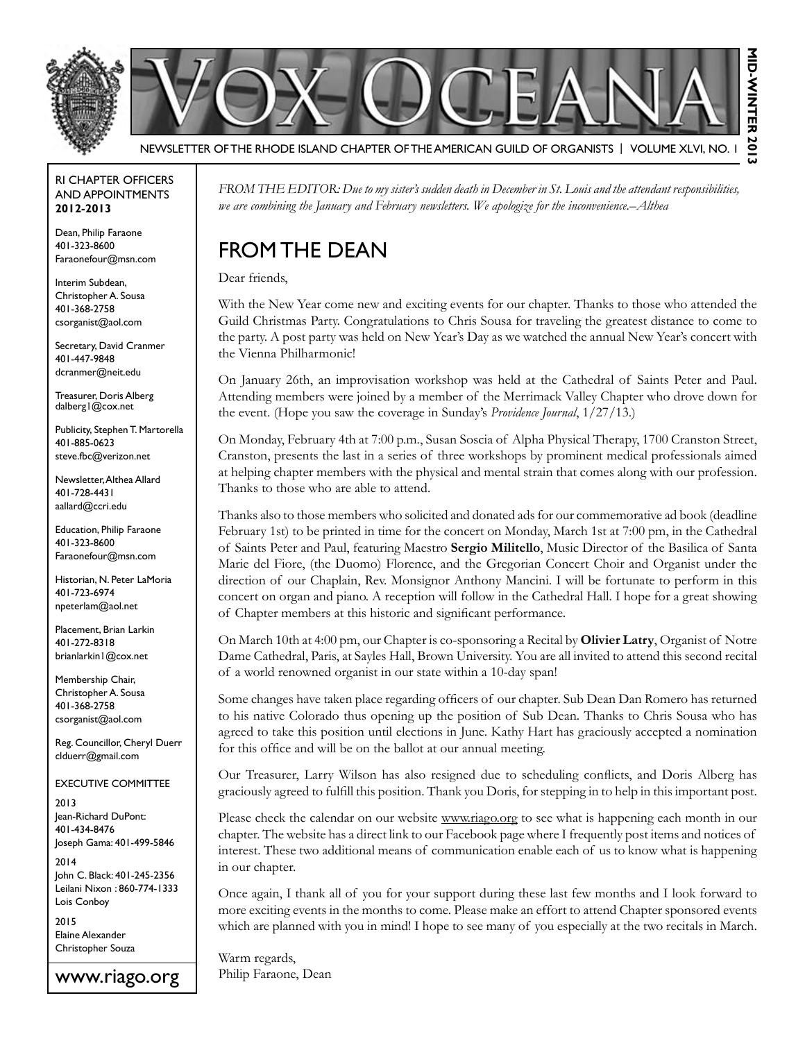# VOX OCEANA

NEWSLETTER OF THE RHODE ISLAND CHAPTER OF THE AMERICAN GUILD OF ORGANISTS | VOLUME XLVI, NO. 1

MID-WINTER 2013

*FROM THE EDITOR: Due to my sister's sudden death in December in St. Louis and the attendant responsibilities, we are combining the January and February newsletters. We apologize for the inconvenience.–Althea*

## FROM THE DEAN

Dear friends,

With the New Year come new and exciting events for our chapter. Thanks to those who attended the Guild Christmas Party. Congratulations to Chris Sousa for traveling the greatest distance to come to the party. A post party was held on New Year's Day as we watched the annual New Year's concert with the Vienna Philharmonic!

On January 26th, an improvisation workshop was held at the Cathedral of Saints Peter and Paul. Attending members were joined by a member of the Merrimack Valley Chapter who drove down for the event. (Hope you saw the coverage in Sunday's *Providence Journal*, 1/27/13.)

On Monday, February 4th at 7:00 p.m., Susan Soscia of Alpha Physical Therapy, 1700 Cranston Street, Cranston, presents the last in a series of three workshops by prominent medical professionals aimed at helping chapter members with the physical and mental strain that comes along with our profession. Thanks to those who are able to attend.

Thanks also to those members who solicited and donated ads for our commemorative ad book (deadline February 1st) to be printed in time for the concert on Monday, March 1st at 7:00 pm, in the Cathedral of Saints Peter and Paul, featuring Maestro **Sergio Militello**, Music Director of the Basilica of Santa Marie del Fiore, (the Duomo) Florence, and the Gregorian Concert Choir and Organist under the direction of our Chaplain, Rev. Monsignor Anthony Mancini. I will be fortunate to perform in this concert on organ and piano. A reception will follow in the Cathedral Hall. I hope for a great showing of Chapter members at this historic and significant performance.

On March 10th at 4:00 pm, our Chapter is co-sponsoring a Recital by **Olivier Latry**, Organist of Notre Dame Cathedral, Paris, at Sayles Hall, Brown University. You are all invited to attend this second recital of a world renowned organist in our state within a 10-day span!

Some changes have taken place regarding officers of our chapter. Sub Dean Dan Romero has returned to his native Colorado thus opening up the position of Sub Dean. Thanks to Chris Sousa who has agreed to take this position until elections in June. Kathy Hart has graciously accepted a nomination for this office and will be on the ballot at our annual meeting.

Our Treasurer, Larry Wilson has also resigned due to scheduling conflicts, and Doris Alberg has graciously agreed to fulfill this position. Thank you Doris, for stepping in to help in this important post.

Please check the calendar on our website www.riago.org to see what is happening each month in our chapter. The website has a direct link to our Facebook page where I frequently post items and notices of interest. These two additional means of communication enable each of us to know what is happening in our chapter.

Once again, I thank all of you for your support during these last few months and I look forward to more exciting events in the months to come. Please make an effort to attend Chapter sponsored events which are planned with you in mind! I hope to see many of you especially at the two recitals in March.

Warm regards,
Philip Faraone, Dean

---

RI CHAPTER OFFICERS AND APPOINTMENTS **2012-2013**

Dean, Philip Faraone
401-323-8600
Faraonefour@msn.com

Interim Subdean, Christopher A. Sousa
401-368-2758
csorganist@aol.com

Secretary, David Cranmer
401-447-9848
dcranmer@neit.edu

Treasurer, Doris Alberg
dalberg1@cox.net

Publicity, Stephen T. Martorella
401-885-0623
steve.fbc@verizon.net

Newsletter, Althea Allard
401-728-4431
aallard@ccri.edu

Education, Philip Faraone
401-323-8600
Faraonefour@msn.com

Historian, N. Peter LaMoria
401-723-6974
npeterlam@aol.net

Placement, Brian Larkin
401-272-8318
brianlarkin1@cox.net

Membership Chair, Christopher A. Sousa
401-368-2758
csorganist@aol.com

Reg. Councillor, Cheryl Duerr
clduerr@gmail.com

EXECUTIVE COMMITTEE

2013
Jean-Richard DuPont: 401-434-8476
Joseph Gama: 401-499-5846

2014
John C. Black: 401-245-2356
Leilani Nixon : 860-774-1333
Lois Conboy

2015
Elaine Alexander
Christopher Souza

www.riago.org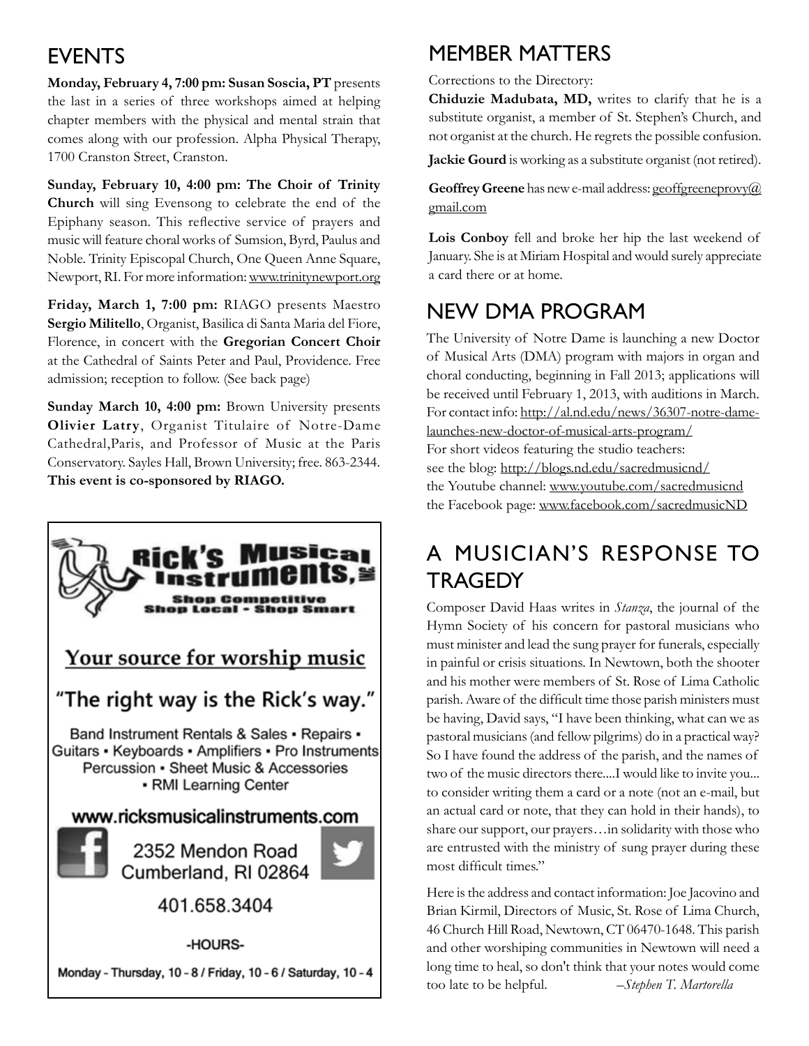## EVENTS

**Monday, February 4, 7:00 pm: Susan Soscia, PT** presents the last in a series of three workshops aimed at helping chapter members with the physical and mental strain that comes along with our profession. Alpha Physical Therapy, 1700 Cranston Street, Cranston.

**Sunday, February 10, 4:00 pm: The Choir of Trinity Church** will sing Evensong to celebrate the end of the Epiphany season. This reflective service of prayers and music will feature choral works of Sumsion, Byrd, Paulus and Noble. Trinity Episcopal Church, One Queen Anne Square, Newport, RI. For more information: www.trinitynewport.org

**Friday, March 1, 7:00 pm:** RIAGO presents Maestro **Sergio Militello**, Organist, Basilica di Santa Maria del Fiore, Florence, in concert with the **Gregorian Concert Choir** at the Cathedral of Saints Peter and Paul, Providence. Free admission; reception to follow. (See back page)

**Sunday March 10, 4:00 pm:** Brown University presents **Olivier Latry**, Organist Titulaire of Notre-Dame Cathedral,Paris, and Professor of Music at the Paris Conservatory. Sayles Hall, Brown University; free. 863-2344. **This event is co-sponsored by RIAGO.**

Rick's Musical Instruments, Inc.
Shop Competitive
Shop Local - Shop Smart

Your source for worship music

"The right way is the Rick's way."

Band Instrument Rentals & Sales • Repairs • Guitars • Keyboards • Amplifiers • Pro Instruments Percussion • Sheet Music & Accessories • RMI Learning Center

www.ricksmusicalinstruments.com

2352 Mendon Road
Cumberland, RI 02864

401.658.3404

-HOURS-

Monday - Thursday, 10 - 8 / Friday, 10 - 6 / Saturday, 10 - 4

## MEMBER MATTERS

Corrections to the Directory:

**Chiduzie Madubata, MD,** writes to clarify that he is a substitute organist, a member of St. Stephen's Church, and not organist at the church. He regrets the possible confusion.

**Jackie Gourd** is working as a substitute organist (not retired).

**Geoffrey Greene** has new e-mail address: geoffgreeneprovy@gmail.com

**Lois Conboy** fell and broke her hip the last weekend of January. She is at Miriam Hospital and would surely appreciate a card there or at home.

## NEW DMA PROGRAM

The University of Notre Dame is launching a new Doctor of Musical Arts (DMA) program with majors in organ and choral conducting, beginning in Fall 2013; applications will be received until February 1, 2013, with auditions in March. For contact info: http://al.nd.edu/news/36307-notre-dame-launches-new-doctor-of-musical-arts-program/
For short videos featuring the studio teachers:
see the blog: http://blogs.nd.edu/sacredmusicnd/
the Youtube channel: www.youtube.com/sacredmusicnd
the Facebook page: www.facebook.com/sacredmusicND

## A MUSICIAN'S RESPONSE TO TRAGEDY

Composer David Haas writes in *Stanza*, the journal of the Hymn Society of his concern for pastoral musicians who must minister and lead the sung prayer for funerals, especially in painful or crisis situations. In Newtown, both the shooter and his mother were members of St. Rose of Lima Catholic parish. Aware of the difficult time those parish ministers must be having, David says, "I have been thinking, what can we as pastoral musicians (and fellow pilgrims) do in a practical way? So I have found the address of the parish, and the names of two of the music directors there....I would like to invite you... to consider writing them a card or a note (not an e-mail, but an actual card or note, that they can hold in their hands), to share our support, our prayers…in solidarity with those who are entrusted with the ministry of sung prayer during these most difficult times."

Here is the address and contact information: Joe Jacovino and Brian Kirmil, Directors of Music, St. Rose of Lima Church, 46 Church Hill Road, Newtown, CT 06470-1648. This parish and other worshiping communities in Newtown will need a long time to heal, so don't think that your notes would come too late to be helpful. *–Stephen T. Martorella*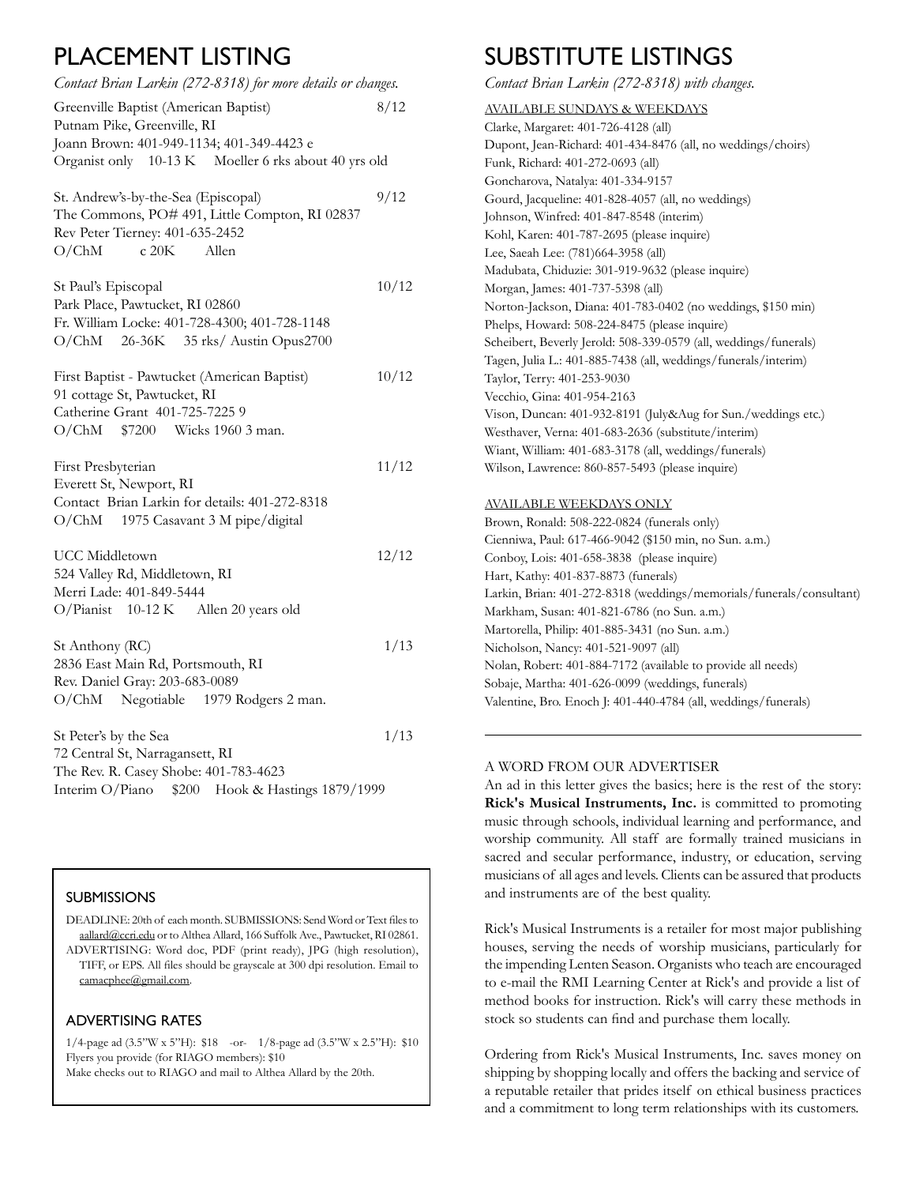# PLACEMENT LISTING

*Contact Brian Larkin (272-8318) for more details or changes.*

Greenville Baptist (American Baptist) 8/12
Putnam Pike, Greenville, RI
Joann Brown: 401-949-1134; 401-349-4423 c
Organist only 10-13 K Moeller 6 rks about 40 yrs old

St. Andrew's-by-the-Sea (Episcopal) 9/12
The Commons, PO# 491, Little Compton, RI 02837
Rev Peter Tierney: 401-635-2452
O/ChM c 20K Allen

St Paul's Episcopal 10/12
Park Place, Pawtucket, RI 02860
Fr. William Locke: 401-728-4300; 401-728-1148
O/ChM 26-36K 35 rks/ Austin Opus2700

First Baptist - Pawtucket (American Baptist) 10/12
91 cottage St, Pawtucket, RI
Catherine Grant 401-725-7225 9
O/ChM $7200 Wicks 1960 3 man.

First Presbyterian 11/12
Everett St, Newport, RI
Contact Brian Larkin for details: 401-272-8318
O/ChM 1975 Casavant 3 M pipe/digital

UCC Middletown 12/12
524 Valley Rd, Middletown, RI
Merri Lade: 401-849-5444
O/Pianist 10-12 K Allen 20 years old

St Anthony (RC) 1/13
2836 East Main Rd, Portsmouth, RI
Rev. Daniel Gray: 203-683-0089
O/ChM Negotiable 1979 Rodgers 2 man.

St Peter's by the Sea 1/13
72 Central St, Narragansett, RI
The Rev. R. Casey Shobe: 401-783-4623
Interim O/Piano $200 Hook & Hastings 1879/1999

## SUBMISSIONS

DEADLINE: 20th of each month. SUBMISSIONS: Send Word or Text files to aallard@ccri.edu or to Althea Allard, 166 Suffolk Ave., Pawtucket, RI 02861.
ADVERTISING: Word doc, PDF (print ready), JPG (high resolution), TIFF, or EPS. All files should be grayscale at 300 dpi resolution. Email to camacphee@gmail.com.

## ADVERTISING RATES

1/4-page ad (3.5"W x 5"H): $18 -or- 1/8-page ad (3.5"W x 2.5"H): $10
Flyers you provide (for RIAGO members): $10
Make checks out to RIAGO and mail to Althea Allard by the 20th.

# SUBSTITUTE LISTINGS

*Contact Brian Larkin (272-8318) with changes.*

AVAILABLE SUNDAYS & WEEKDAYS

Clarke, Margaret: 401-726-4128 (all)
Dupont, Jean-Richard: 401-434-8476 (all, no weddings/choirs)
Funk, Richard: 401-272-0693 (all)
Goncharova, Natalya: 401-334-9157
Gourd, Jacqueline: 401-828-4057 (all, no weddings)
Johnson, Winfred: 401-847-8548 (interim)
Kohl, Karen: 401-787-2695 (please inquire)
Lee, Saeah Lee: (781)664-3958 (all)
Madubata, Chiduzie: 301-919-9632 (please inquire)
Morgan, James: 401-737-5398 (all)
Norton-Jackson, Diana: 401-783-0402 (no weddings, $150 min)
Phelps, Howard: 508-224-8475 (please inquire)
Scheibert, Beverly Jerold: 508-339-0579 (all, weddings/funerals)
Tagen, Julia L.: 401-885-7438 (all, weddings/funerals/interim)
Taylor, Terry: 401-253-9030
Vecchio, Gina: 401-954-2163
Vison, Duncan: 401-932-8191 (July&Aug for Sun./weddings etc.)
Westhaver, Verna: 401-683-2636 (substitute/interim)
Wiant, William: 401-683-3178 (all, weddings/funerals)
Wilson, Lawrence: 860-857-5493 (please inquire)

AVAILABLE WEEKDAYS ONLY

Brown, Ronald: 508-222-0824 (funerals only)
Cienniwa, Paul: 617-466-9042 ($150 min, no Sun. a.m.)
Conboy, Lois: 401-658-3838 (please inquire)
Hart, Kathy: 401-837-8873 (funerals)
Larkin, Brian: 401-272-8318 (weddings/memorials/funerals/consultant)
Markham, Susan: 401-821-6786 (no Sun. a.m.)
Martorella, Philip: 401-885-3431 (no Sun. a.m.)
Nicholson, Nancy: 401-521-9097 (all)
Nolan, Robert: 401-884-7172 (available to provide all needs)
Sobaje, Martha: 401-626-0099 (weddings, funerals)
Valentine, Bro. Enoch J: 401-440-4784 (all, weddings/funerals)

---

A WORD FROM OUR ADVERTISER

An ad in this letter gives the basics; here is the rest of the story: **Rick's Musical Instruments, Inc.** is committed to promoting music through schools, individual learning and performance, and worship community. All staff are formally trained musicians in sacred and secular performance, industry, or education, serving musicians of all ages and levels. Clients can be assured that products and instruments are of the best quality.

Rick's Musical Instruments is a retailer for most major publishing houses, serving the needs of worship musicians, particularly for the impending Lenten Season. Organists who teach are encouraged to e-mail the RMI Learning Center at Rick's and provide a list of method books for instruction. Rick's will carry these methods in stock so students can find and purchase them locally.

Ordering from Rick's Musical Instruments, Inc. saves money on shipping by shopping locally and offers the backing and service of a reputable retailer that prides itself on ethical business practices and a commitment to long term relationships with its customers.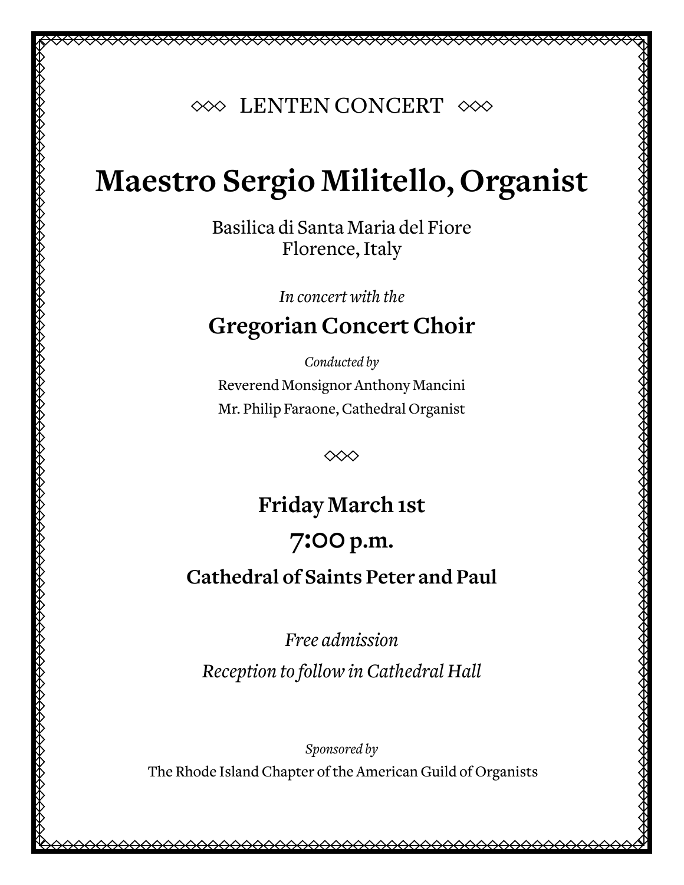◇◇◇ LENTEN CONCERT ◇◇◇

# Maestro Sergio Militello, Organist

Basilica di Santa Maria del Fiore
Florence, Italy

*In concert with the*

## Gregorian Concert Choir

*Conducted by*

Reverend Monsignor Anthony Mancini
Mr. Philip Faraone, Cathedral Organist

◇◇◇

**Friday March 1st**

**7:00 p.m.**

**Cathedral of Saints Peter and Paul**

*Free admission*

*Reception to follow in Cathedral Hall*

*Sponsored by*

The Rhode Island Chapter of the American Guild of Organists